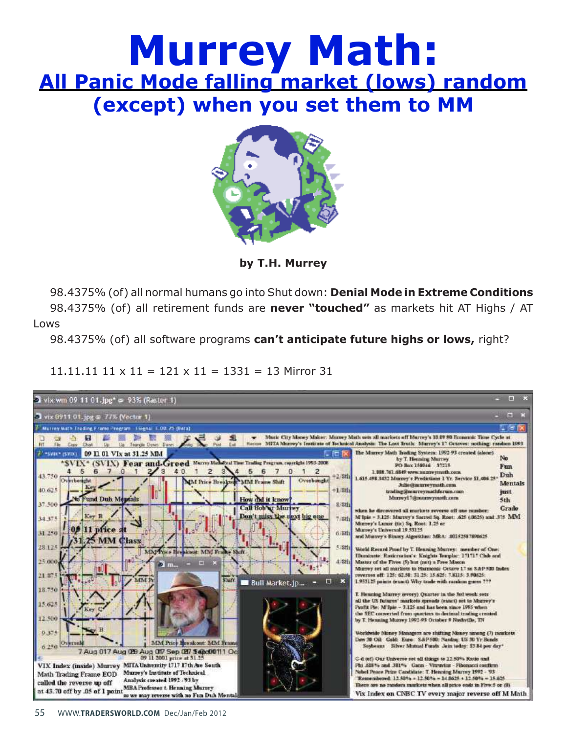# Murrey Math:

## All Panic Mode falling market (lows) random (except) when you set them to MM

**by T.H. Murrey**

98.4375% (of) all normal humans go into Shut down: **Denial Mode in Extreme Conditions**

98.4375% (of) all retirement funds are **never "touched"** as markets hit AT Highs / AT Lows

98.4375% (of) all software programs **can't anticipate future highs or lows,** right?

11.11.11 11 x 11 = 121 x 11 = 1331 = 13 Mirror 31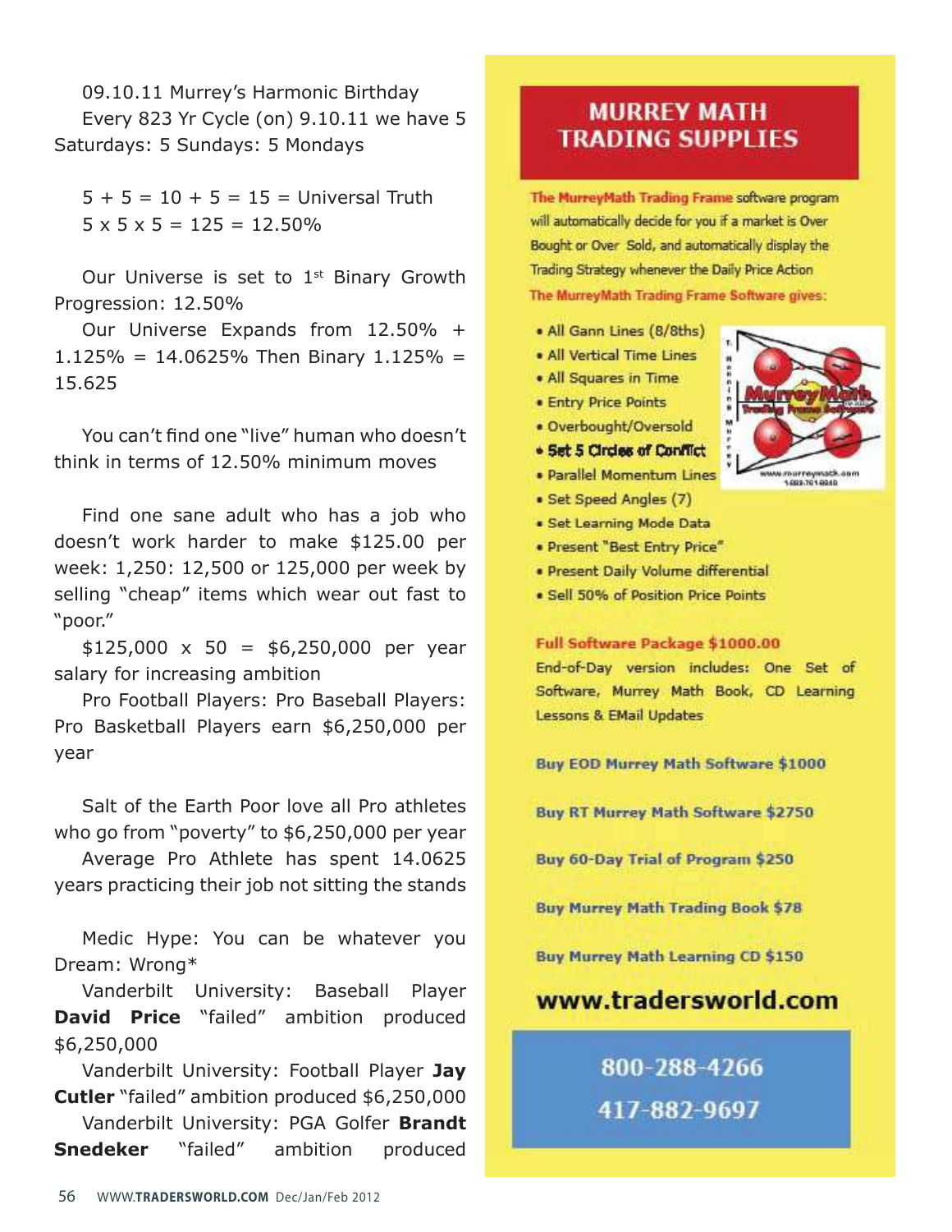09.10.11 Murrey's Harmonic Birthday

Every 823 Yr Cycle (on) 9.10.11 we have 5 Saturdays: 5 Sundays: 5 Mondays

5 + 5 = 10 + 5 = 15 = Universal Truth

5 x 5 x 5 = 125 = 12.50%

Our Universe is set to 1st Binary Growth Progression: 12.50%

Our Universe Expands from 12.50% + 1.125% = 14.0625% Then Binary 1.125% = 15.625

You can't find one "live" human who doesn't think in terms of 12.50% minimum moves

Find one sane adult who has a job who doesn't work harder to make $125.00 per week: 1,250: 12,500 or 125,000 per week by selling "cheap" items which wear out fast to "poor."

$125,000 x 50 = $6,250,000 per year salary for increasing ambition

Pro Football Players: Pro Baseball Players: Pro Basketball Players earn $6,250,000 per year

Salt of the Earth Poor love all Pro athletes who go from "poverty" to $6,250,000 per year

Average Pro Athlete has spent 14.0625 years practicing their job not sitting the stands

Medic Hype: You can be whatever you Dream: Wrong*

Vanderbilt University: Baseball Player **David Price** "failed" ambition produced $6,250,000

Vanderbilt University: Football Player **Jay Cutler** "failed" ambition produced $6,250,000

Vanderbilt University: PGA Golfer **Brandt Snedeker** "failed" ambition produced

## MURREY MATH TRADING SUPPLIES

The MurreyMath Trading Frame software program will automatically decide for you if a market is Over Bought or Over Sold, and automatically display the Trading Strategy whenever the Daily Price Action

The MurreyMath Trading Frame Software gives:

- All Gann Lines (8/8ths)
- All Vertical Time Lines
- All Squares in Time
- Entry Price Points
- Overbought/Oversold
- **Set 5 Circles of Conflict**
- Parallel Momentum Lines
- Set Speed Angles (7)
- Set Learning Mode Data
- Present "Best Entry Price"
- Present Daily Volume differential
- Sell 50% of Position Price Points

**Full Software Package $1000.00**

End-of-Day version includes: One Set of Software, Murrey Math Book, CD Learning Lessons & EMail Updates

**Buy EOD Murrey Math Software $1000**

**Buy RT Murrey Math Software $2750**

**Buy 60-Day Trial of Program $250**

**Buy Murrey Math Trading Book $78**

**Buy Murrey Math Learning CD $150**

**www.tradersworld.com**

**800-288-4266**

**417-882-9697**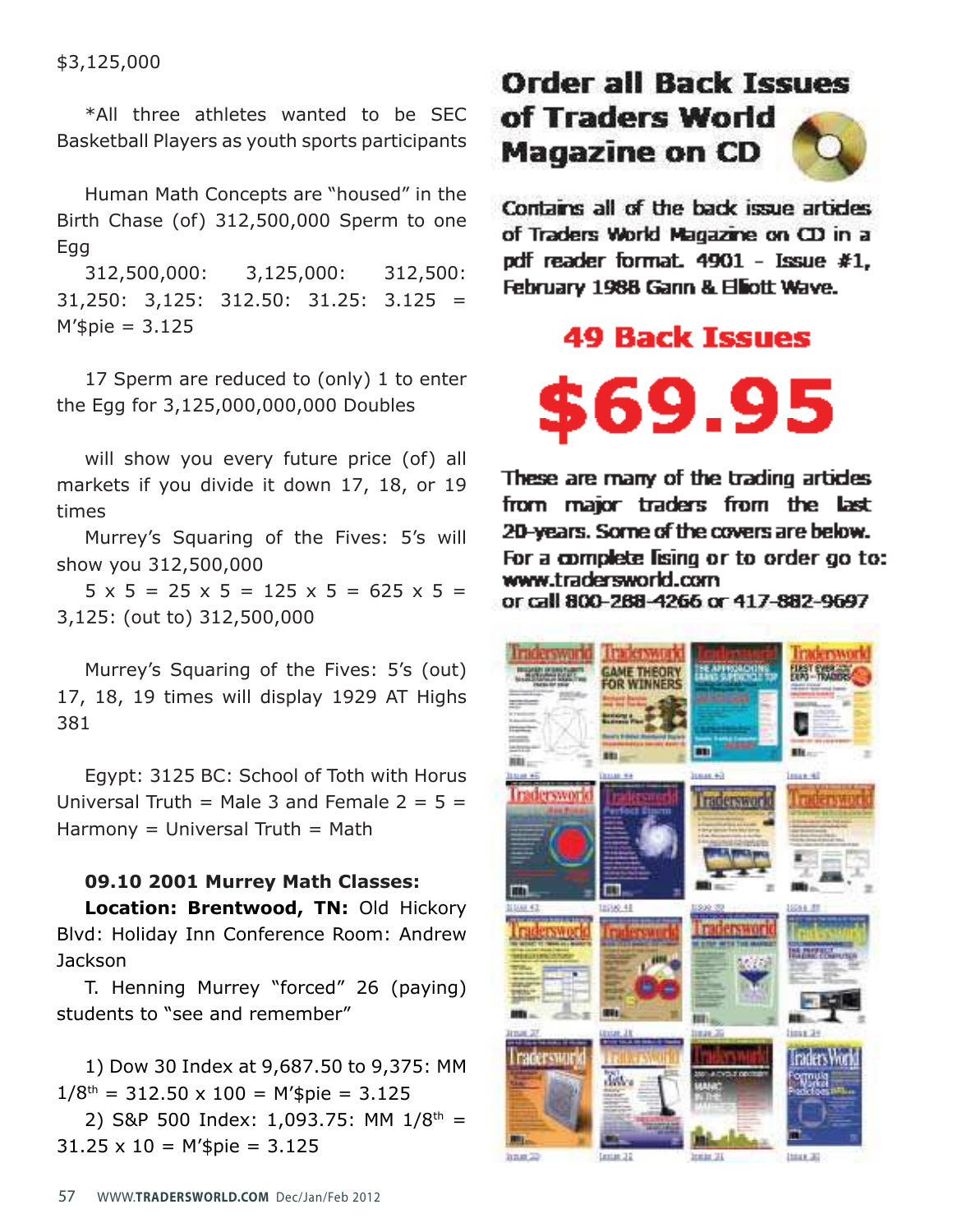$3,125,000

*All three athletes wanted to be SEC Basketball Players as youth sports participants

Human Math Concepts are "housed" in the Birth Chase (of) 312,500,000 Sperm to one Egg

312,500,000: 3,125,000: 312,500: 31,250: 3,125: 312.50: 31.25: 3.125 = M'$pie = 3.125

17 Sperm are reduced to (only) 1 to enter the Egg for 3,125,000,000,000 Doubles

will show you every future price (of) all markets if you divide it down 17, 18, or 19 times

Murrey's Squaring of the Fives: 5's will show you 312,500,000

5 x 5 = 25 x 5 = 125 x 5 = 625 x 5 = 3,125: (out to) 312,500,000

Murrey's Squaring of the Fives: 5's (out) 17, 18, 19 times will display 1929 AT Highs 381

Egypt: 3125 BC: School of Toth with Horus Universal Truth = Male 3 and Female 2 = 5 = Harmony = Universal Truth = Math

**09.10 2001 Murrey Math Classes:**

**Location: Brentwood, TN:** Old Hickory Blvd: Holiday Inn Conference Room: Andrew Jackson

T. Henning Murrey "forced" 26 (paying) students to "see and remember"

1) Dow 30 Index at 9,687.50 to 9,375: MM $1/8^{th}$ = 312.50 x 100 = M'$pie = 3.125

2) S&P 500 Index: 1,093.75: MM $1/8^{th}$ = 31.25 x 10 = M'$pie = 3.125

## Order all Back Issues of Traders World Magazine on CD

Contains all of the back issue articles of Traders World Magazine on CD in a pdf reader format. 4901 - Issue #1, February 1988 Gann & Elliott Wave.

**49 Back Issues**

**$69.95**

These are many of the trading articles from major traders from the last 20-years. Some of the covers are below. For a complete lising or to order go to: www.tradersworld.com or call 800-288-4266 or 417-882-9697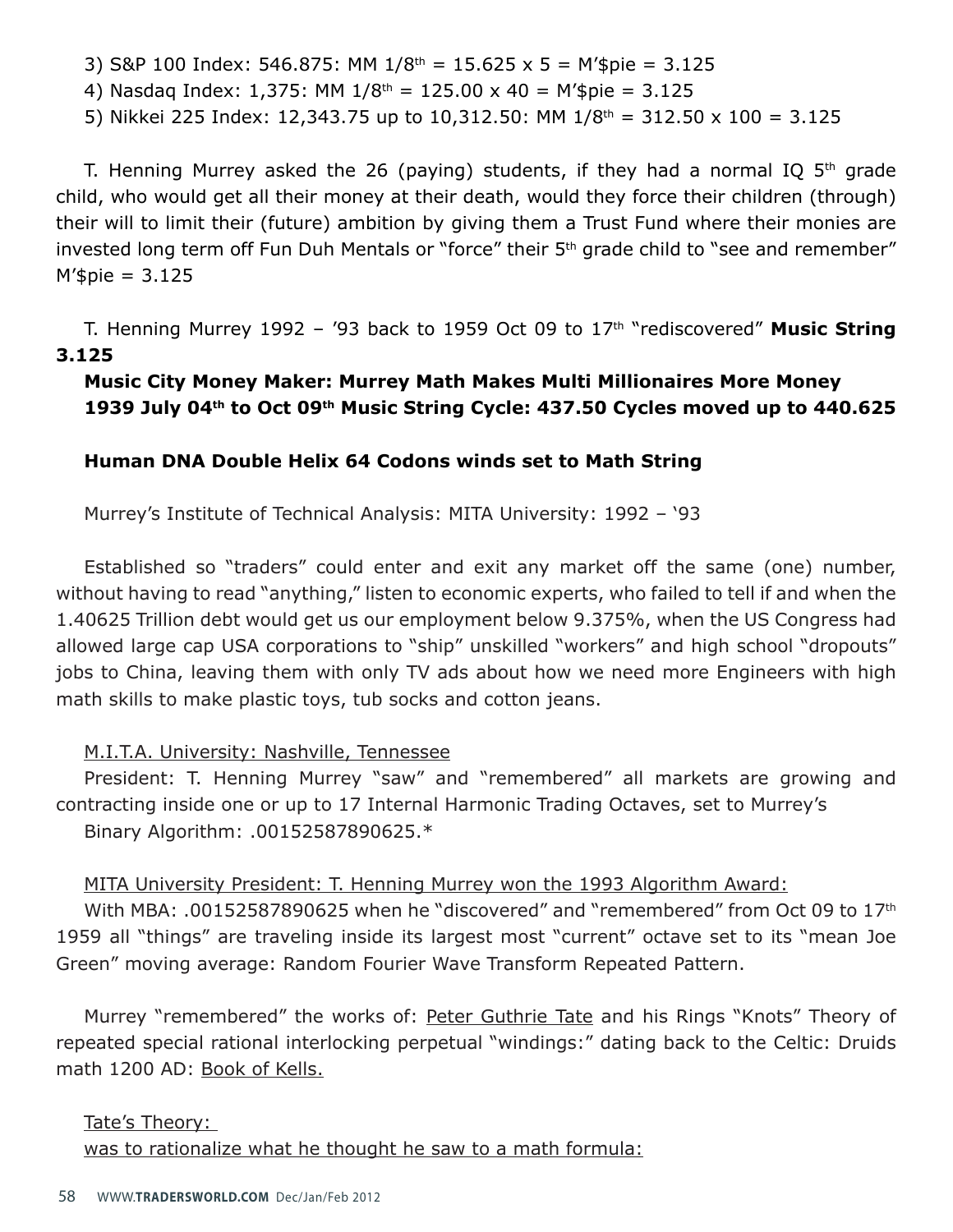3) S&P 100 Index: 546.875: MM 1/8th = 15.625 x 5 = M'$pie = 3.125

4) Nasdaq Index: 1,375: MM 1/8th = 125.00 x 40 = M'$pie = 3.125

5) Nikkei 225 Index: 12,343.75 up to 10,312.50: MM 1/8th = 312.50 x 100 = 3.125

T. Henning Murrey asked the 26 (paying) students, if they had a normal IQ 5th grade child, who would get all their money at their death, would they force their children (through) their will to limit their (future) ambition by giving them a Trust Fund where their monies are invested long term off Fun Duh Mentals or "force" their 5th grade child to "see and remember" M'$pie = 3.125

T. Henning Murrey 1992 – '93 back to 1959 Oct 09 to 17th "rediscovered" **Music String 3.125**

**Music City Money Maker: Murrey Math Makes Multi Millionaires More Money**
**1939 July 04th to Oct 09th Music String Cycle: 437.50 Cycles moved up to 440.625**

**Human DNA Double Helix 64 Codons winds set to Math String**

Murrey's Institute of Technical Analysis: MITA University: 1992 – '93

Established so "traders" could enter and exit any market off the same (one) number, without having to read "anything," listen to economic experts, who failed to tell if and when the 1.40625 Trillion debt would get us our employment below 9.375%, when the US Congress had allowed large cap USA corporations to "ship" unskilled "workers" and high school "dropouts" jobs to China, leaving them with only TV ads about how we need more Engineers with high math skills to make plastic toys, tub socks and cotton jeans.

M.I.T.A. University: Nashville, Tennessee

President: T. Henning Murrey "saw" and "remembered" all markets are growing and contracting inside one or up to 17 Internal Harmonic Trading Octaves, set to Murrey's Binary Algorithm: .00152587890625.*

MITA University President: T. Henning Murrey won the 1993 Algorithm Award:

With MBA: .00152587890625 when he "discovered" and "remembered" from Oct 09 to 17th 1959 all "things" are traveling inside its largest most "current" octave set to its "mean Joe Green" moving average: Random Fourier Wave Transform Repeated Pattern.

Murrey "remembered" the works of: Peter Guthrie Tate and his Rings "Knots" Theory of repeated special rational interlocking perpetual "windings:" dating back to the Celtic: Druids math 1200 AD: Book of Kells.

Tate's Theory:
was to rationalize what he thought he saw to a math formula: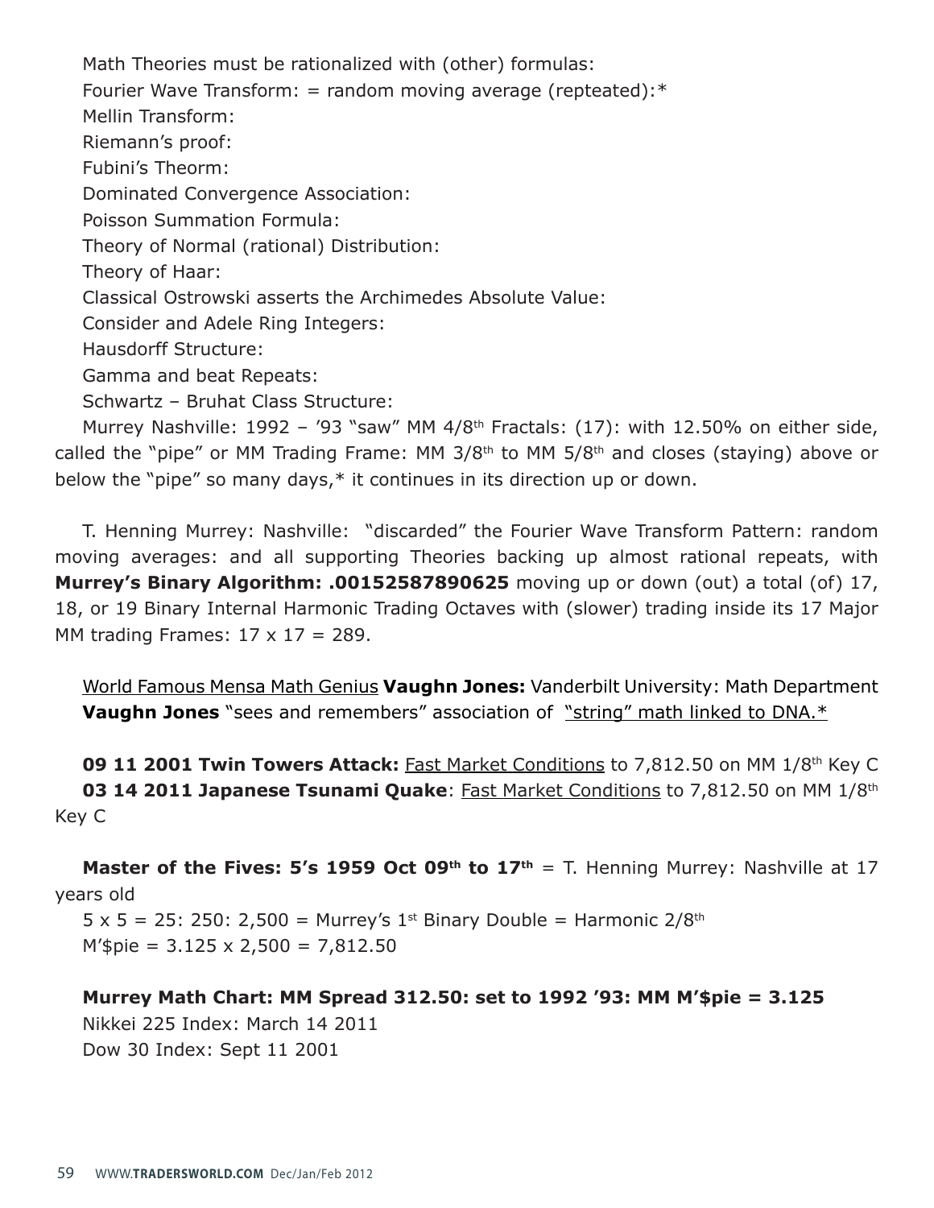Math Theories must be rationalized with (other) formulas:

Fourier Wave Transform: = random moving average (repteated):*

Mellin Transform:

Riemann's proof:

Fubini's Theorm:

Dominated Convergence Association:

Poisson Summation Formula:

Theory of Normal (rational) Distribution:

Theory of Haar:

Classical Ostrowski asserts the Archimedes Absolute Value:

Consider and Adele Ring Integers:

Hausdorff Structure:

Gamma and beat Repeats:

Schwartz – Bruhat Class Structure:

Murrey Nashville: 1992 – '93 "saw" MM 4/8th Fractals: (17): with 12.50% on either side, called the "pipe" or MM Trading Frame: MM 3/8th to MM 5/8th and closes (staying) above or below the "pipe" so many days,* it continues in its direction up or down.

T. Henning Murrey: Nashville: "discarded" the Fourier Wave Transform Pattern: random moving averages: and all supporting Theories backing up almost rational repeats, with **Murrey's Binary Algorithm: .00152587890625** moving up or down (out) a total (of) 17, 18, or 19 Binary Internal Harmonic Trading Octaves with (slower) trading inside its 17 Major MM trading Frames: 17 x 17 = 289.

World Famous Mensa Math Genius **Vaughn Jones:** Vanderbilt University: Math Department
**Vaughn Jones** "sees and remembers" association of "string" math linked to DNA.*

**09 11 2001 Twin Towers Attack:** Fast Market Conditions to 7,812.50 on MM 1/8th Key C
**03 14 2011 Japanese Tsunami Quake**: Fast Market Conditions to 7,812.50 on MM 1/8th Key C

**Master of the Fives: 5's 1959 Oct 09th to 17th** = T. Henning Murrey: Nashville at 17 years old

5 x 5 = 25: 250: 2,500 = Murrey's 1st Binary Double = Harmonic 2/8th

M'$pie = 3.125 x 2,500 = 7,812.50

**Murrey Math Chart: MM Spread 312.50: set to 1992 '93: MM M'$pie = 3.125**

Nikkei 225 Index: March 14 2011

Dow 30 Index: Sept 11 2001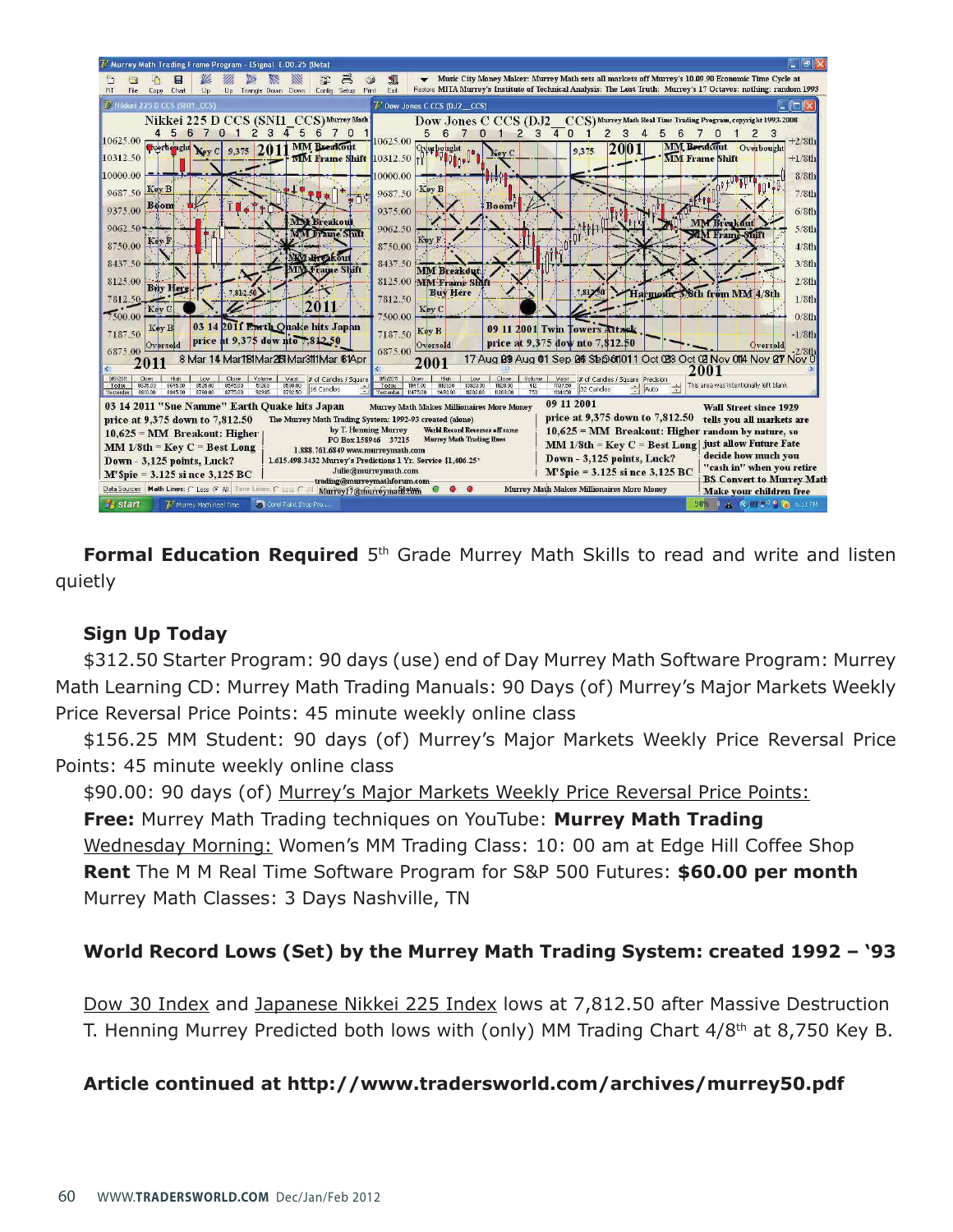Formal Education Required 5th Grade Murrey Math Skills to read and write and listen quietly

**Sign Up Today**

$312.50 Starter Program: 90 days (use) end of Day Murrey Math Software Program: Murrey Math Learning CD: Murrey Math Trading Manuals: 90 Days (of) Murrey's Major Markets Weekly Price Reversal Price Points: 45 minute weekly online class

$156.25 MM Student: 90 days (of) Murrey's Major Markets Weekly Price Reversal Price Points: 45 minute weekly online class

$90.00: 90 days (of) Murrey's Major Markets Weekly Price Reversal Price Points:

**Free:** Murrey Math Trading techniques on YouTube: **Murrey Math Trading**

Wednesday Morning: Women's MM Trading Class: 10: 00 am at Edge Hill Coffee Shop

**Rent** The M M Real Time Software Program for S&P 500 Futures: **$60.00 per month**

Murrey Math Classes: 3 Days Nashville, TN

**World Record Lows (Set) by the Murrey Math Trading System: created 1992 – '93**

Dow 30 Index and Japanese Nikkei 225 Index lows at 7,812.50 after Massive Destruction T. Henning Murrey Predicted both lows with (only) MM Trading Chart 4/8th at 8,750 Key B.

**Article continued at http://www.tradersworld.com/archives/murrey50.pdf**